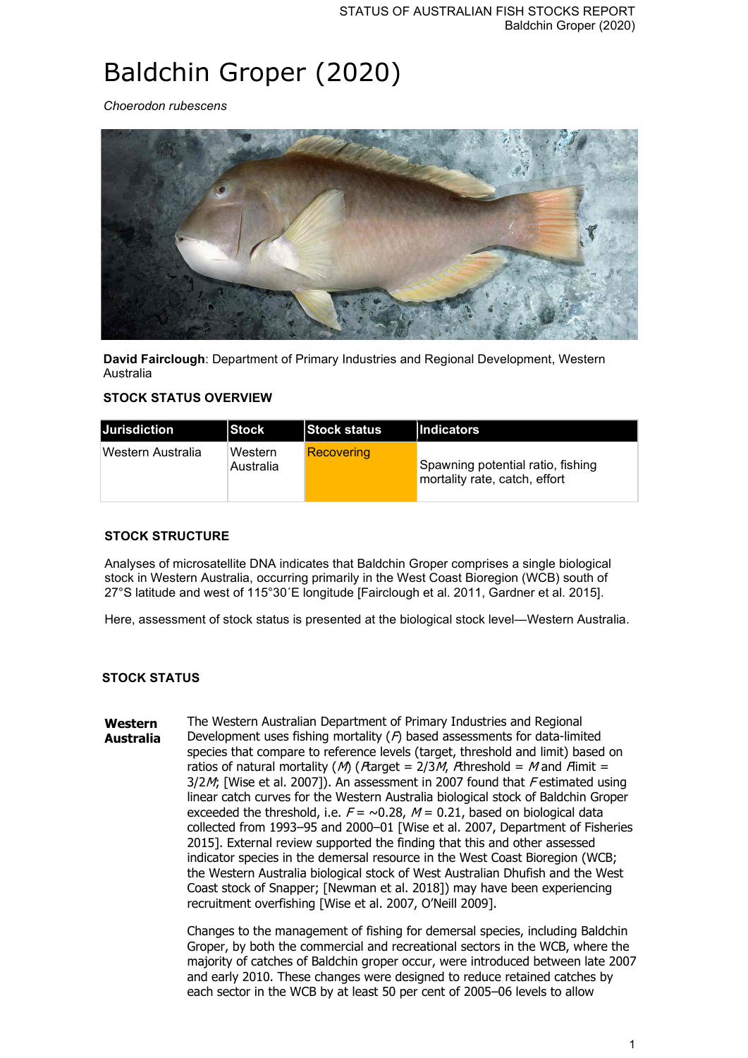# Baldchin Groper (2020)

*Choerodon rubescens*

**David Fairclough**: Department of Primary Industries and Regional Development, Western Australia

### STOCK STATUS OVERVIEW

| Jurisdiction | Stock | Stock status | Indicators |
| --- | --- | --- | --- |
| Western Australia | Western Australia | Recovering | Spawning potential ratio, fishing mortality rate, catch, effort |

### STOCK STRUCTURE

Analyses of microsatellite DNA indicates that Baldchin Groper comprises a single biological stock in Western Australia, occurring primarily in the West Coast Bioregion (WCB) south of 27°S latitude and west of 115°30´E longitude [Fairclough et al. 2011, Gardner et al. 2015].

Here, assessment of stock status is presented at the biological stock level—Western Australia.

### STOCK STATUS

**Western Australia**

The Western Australian Department of Primary Industries and Regional Development uses fishing mortality ($F$) based assessments for data-limited species that compare to reference levels (target, threshold and limit) based on ratios of natural mortality ($M$) ($F$target = 2/3$M$, $F$threshold = $M$ and $F$limit = 3/2$M$; [Wise et al. 2007]). An assessment in 2007 found that $F$ estimated using linear catch curves for the Western Australia biological stock of Baldchin Groper exceeded the threshold, i.e. $F$ = ~0.28, $M$ = 0.21, based on biological data collected from 1993–95 and 2000–01 [Wise et al. 2007, Department of Fisheries 2015]. External review supported the finding that this and other assessed indicator species in the demersal resource in the West Coast Bioregion (WCB; the Western Australia biological stock of West Australian Dhufish and the West Coast stock of Snapper; [Newman et al. 2018]) may have been experiencing recruitment overfishing [Wise et al. 2007, O'Neill 2009].

Changes to the management of fishing for demersal species, including Baldchin Groper, by both the commercial and recreational sectors in the WCB, where the majority of catches of Baldchin groper occur, were introduced between late 2007 and early 2010. These changes were designed to reduce retained catches by each sector in the WCB by at least 50 per cent of 2005–06 levels to allow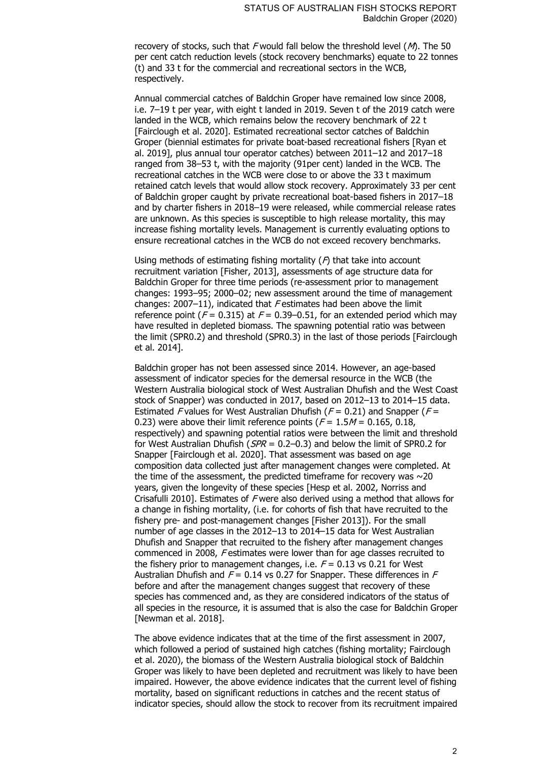recovery of stocks, such that $F$ would fall below the threshold level ($M$). The 50 per cent catch reduction levels (stock recovery benchmarks) equate to 22 tonnes (t) and 33 t for the commercial and recreational sectors in the WCB, respectively.

Annual commercial catches of Baldchin Groper have remained low since 2008, i.e. 7–19 t per year, with eight t landed in 2019. Seven t of the 2019 catch were landed in the WCB, which remains below the recovery benchmark of 22 t [Fairclough et al. 2020]. Estimated recreational sector catches of Baldchin Groper (biennial estimates for private boat-based recreational fishers [Ryan et al. 2019], plus annual tour operator catches) between 2011–12 and 2017–18 ranged from 38–53 t, with the majority (91per cent) landed in the WCB. The recreational catches in the WCB were close to or above the 33 t maximum retained catch levels that would allow stock recovery. Approximately 33 per cent of Baldchin groper caught by private recreational boat-based fishers in 2017–18 and by charter fishers in 2018–19 were released, while commercial release rates are unknown. As this species is susceptible to high release mortality, this may increase fishing mortality levels. Management is currently evaluating options to ensure recreational catches in the WCB do not exceed recovery benchmarks.

Using methods of estimating fishing mortality ($F$) that take into account recruitment variation [Fisher, 2013], assessments of age structure data for Baldchin Groper for three time periods (re-assessment prior to management changes: 1993–95; 2000–02; new assessment around the time of management changes: 2007–11), indicated that $F$ estimates had been above the limit reference point ($F = 0.315$) at $F = 0.39$–$0.51$, for an extended period which may have resulted in depleted biomass. The spawning potential ratio was between the limit (SPR0.2) and threshold (SPR0.3) in the last of those periods [Fairclough et al. 2014].

Baldchin groper has not been assessed since 2014. However, an age-based assessment of indicator species for the demersal resource in the WCB (the Western Australia biological stock of West Australian Dhufish and the West Coast stock of Snapper) was conducted in 2017, based on 2012–13 to 2014–15 data. Estimated $F$ values for West Australian Dhufish ($F = 0.21$) and Snapper ($F = 0.23$) were above their limit reference points ($F = 1.5M = 0.165$, $0.18$, respectively) and spawning potential ratios were between the limit and threshold for West Australian Dhufish ($SPR = 0.2$–$0.3$) and below the limit of SPR0.2 for Snapper [Fairclough et al. 2020]. That assessment was based on age composition data collected just after management changes were completed. At the time of the assessment, the predicted timeframe for recovery was ~20 years, given the longevity of these species [Hesp et al. 2002, Norriss and Crisafulli 2010]. Estimates of $F$ were also derived using a method that allows for a change in fishing mortality, (i.e. for cohorts of fish that have recruited to the fishery pre- and post-management changes [Fisher 2013]). For the small number of age classes in the 2012–13 to 2014–15 data for West Australian Dhufish and Snapper that recruited to the fishery after management changes commenced in 2008, $F$ estimates were lower than for age classes recruited to the fishery prior to management changes, i.e. $F = 0.13$ vs $0.21$ for West Australian Dhufish and $F = 0.14$ vs $0.27$ for Snapper. These differences in $F$ before and after the management changes suggest that recovery of these species has commenced and, as they are considered indicators of the status of all species in the resource, it is assumed that is also the case for Baldchin Groper [Newman et al. 2018].

The above evidence indicates that at the time of the first assessment in 2007, which followed a period of sustained high catches (fishing mortality; Fairclough et al. 2020), the biomass of the Western Australia biological stock of Baldchin Groper was likely to have been depleted and recruitment was likely to have been impaired. However, the above evidence indicates that the current level of fishing mortality, based on significant reductions in catches and the recent status of indicator species, should allow the stock to recover from its recruitment impaired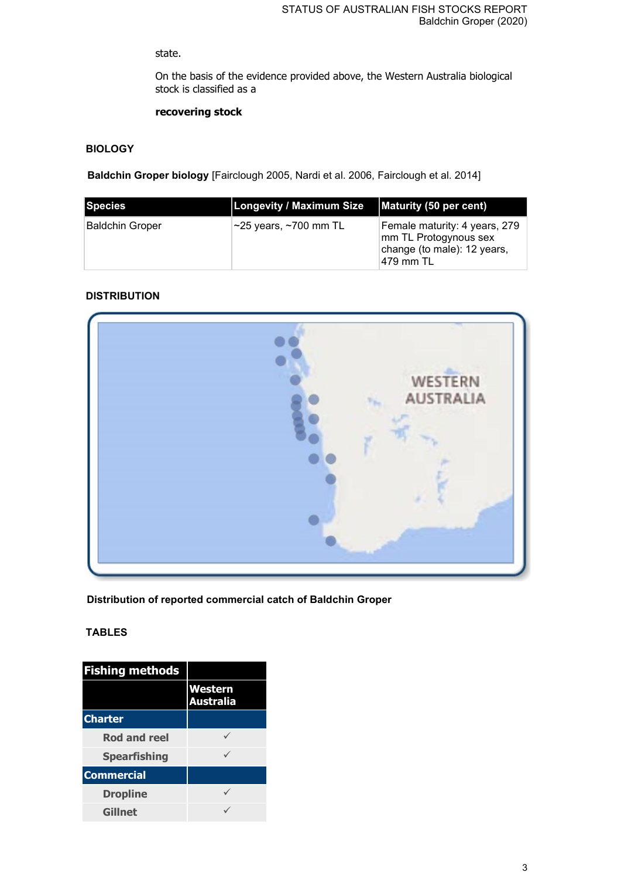state.

On the basis of the evidence provided above, the Western Australia biological stock is classified as a

**recovering stock**

## BIOLOGY

**Baldchin Groper biology** [Fairclough 2005, Nardi et al. 2006, Fairclough et al. 2014]

| Species | Longevity / Maximum Size | Maturity (50 per cent) |
| --- | --- | --- |
| Baldchin Groper | ~25 years, ~700 mm TL | Female maturity: 4 years, 279 mm TL Protogynous sex change (to male): 12 years, 479 mm TL |

## DISTRIBUTION

**Distribution of reported commercial catch of Baldchin Groper**

## TABLES

| Fishing methods | |
| --- | --- |
| | **Western Australia** |
| **Charter** | |
| Rod and reel | ✓ |
| Spearfishing | ✓ |
| **Commercial** | |
| Dropline | ✓ |
| Gillnet | ✓ |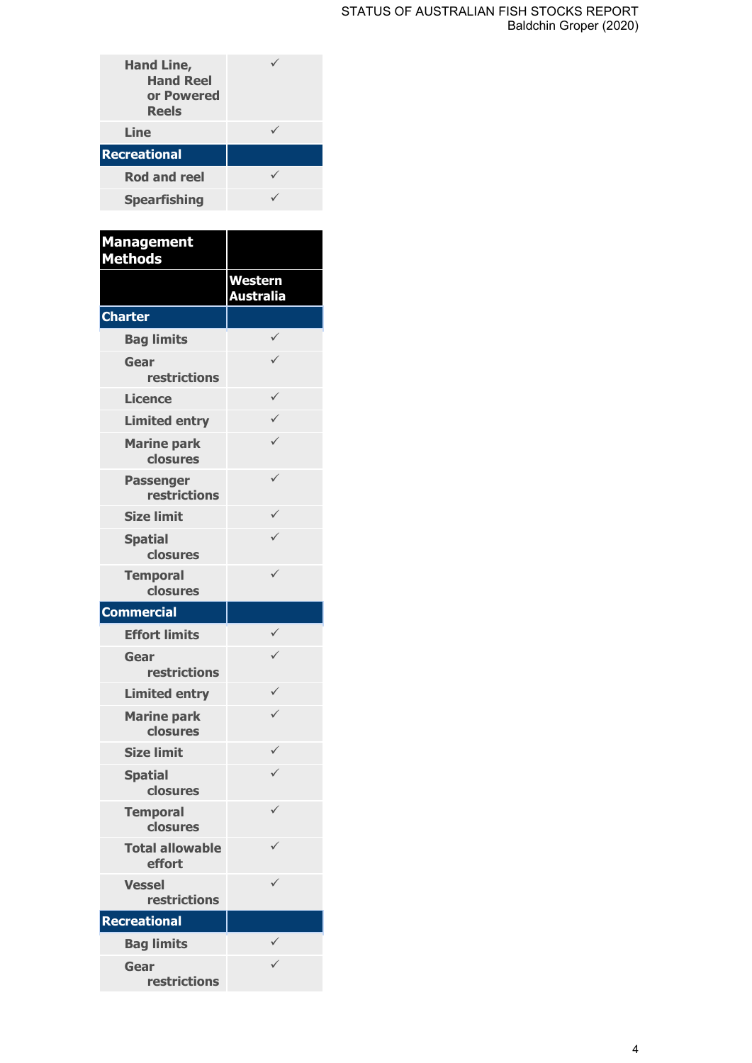| | |
|---|---|
| Hand Line, Hand Reel or Powered Reels | ✓ |
| Line | ✓ |
| **Recreational** | |
| Rod and reel | ✓ |
| Spearfishing | ✓ |

| Management Methods | |
|---|---|
| | Western Australia |
| **Charter** | |
| Bag limits | ✓ |
| Gear restrictions | ✓ |
| Licence | ✓ |
| Limited entry | ✓ |
| Marine park closures | ✓ |
| Passenger restrictions | ✓ |
| Size limit | ✓ |
| Spatial closures | ✓ |
| Temporal closures | ✓ |
| **Commercial** | |
| Effort limits | ✓ |
| Gear restrictions | ✓ |
| Limited entry | ✓ |
| Marine park closures | ✓ |
| Size limit | ✓ |
| Spatial closures | ✓ |
| Temporal closures | ✓ |
| Total allowable effort | ✓ |
| Vessel restrictions | ✓ |
| **Recreational** | |
| Bag limits | ✓ |
| Gear restrictions | ✓ |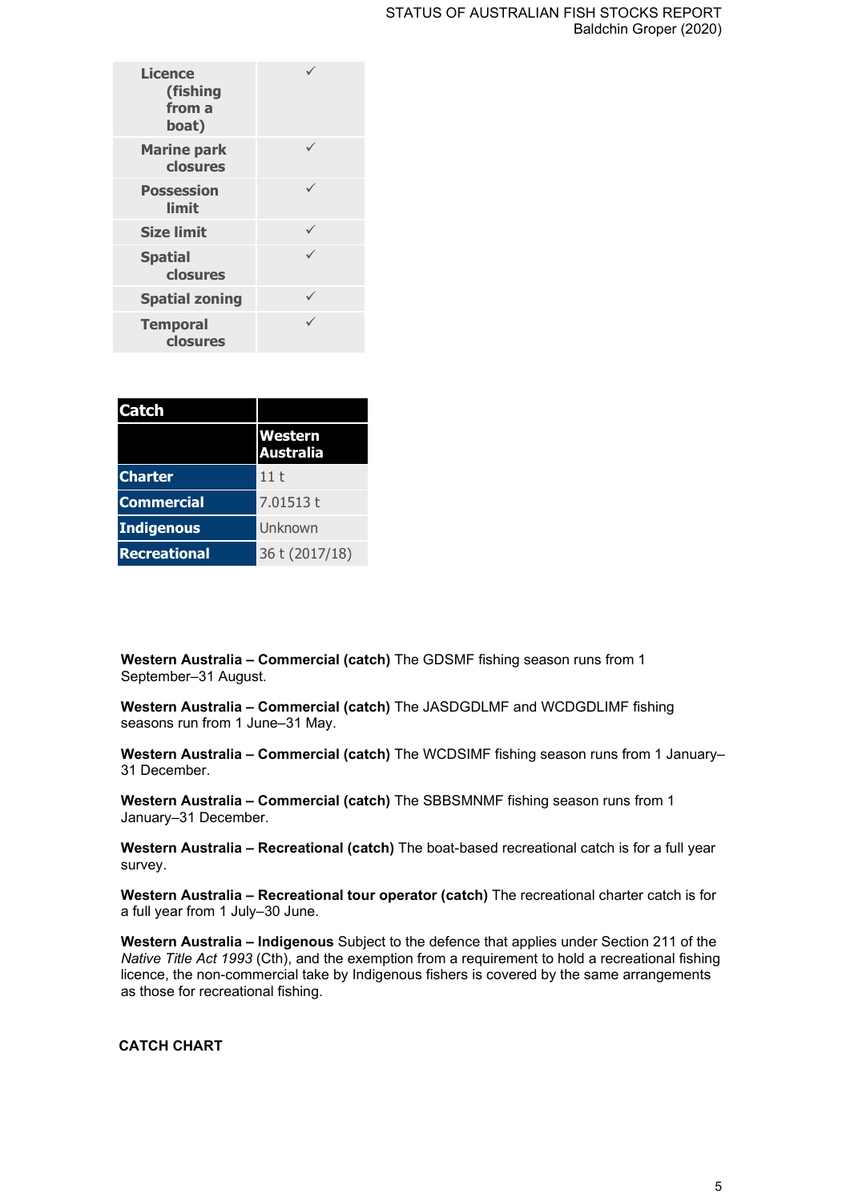| | |
|---|---|
| Licence (fishing from a boat) | ✓ |
| Marine park closures | ✓ |
| Possession limit | ✓ |
| Size limit | ✓ |
| Spatial closures | ✓ |
| Spatial zoning | ✓ |
| Temporal closures | ✓ |

| Catch | |
|---|---|
| | Western Australia |
| Charter | 11 t |
| Commercial | 7.01513 t |
| Indigenous | Unknown |
| Recreational | 36 t (2017/18) |

**Western Australia – Commercial (catch)** The GDSMF fishing season runs from 1 September–31 August.

**Western Australia – Commercial (catch)** The JASDGDLMF and WCDGDLIMF fishing seasons run from 1 June–31 May.

**Western Australia – Commercial (catch)** The WCDSIMF fishing season runs from 1 January–31 December.

**Western Australia – Commercial (catch)** The SBBSMNMF fishing season runs from 1 January–31 December.

**Western Australia – Recreational (catch)** The boat-based recreational catch is for a full year survey.

**Western Australia – Recreational tour operator (catch)** The recreational charter catch is for a full year from 1 July–30 June.

**Western Australia – Indigenous** Subject to the defence that applies under Section 211 of the *Native Title Act 1993* (Cth), and the exemption from a requirement to hold a recreational fishing licence, the non-commercial take by Indigenous fishers is covered by the same arrangements as those for recreational fishing.

**CATCH CHART**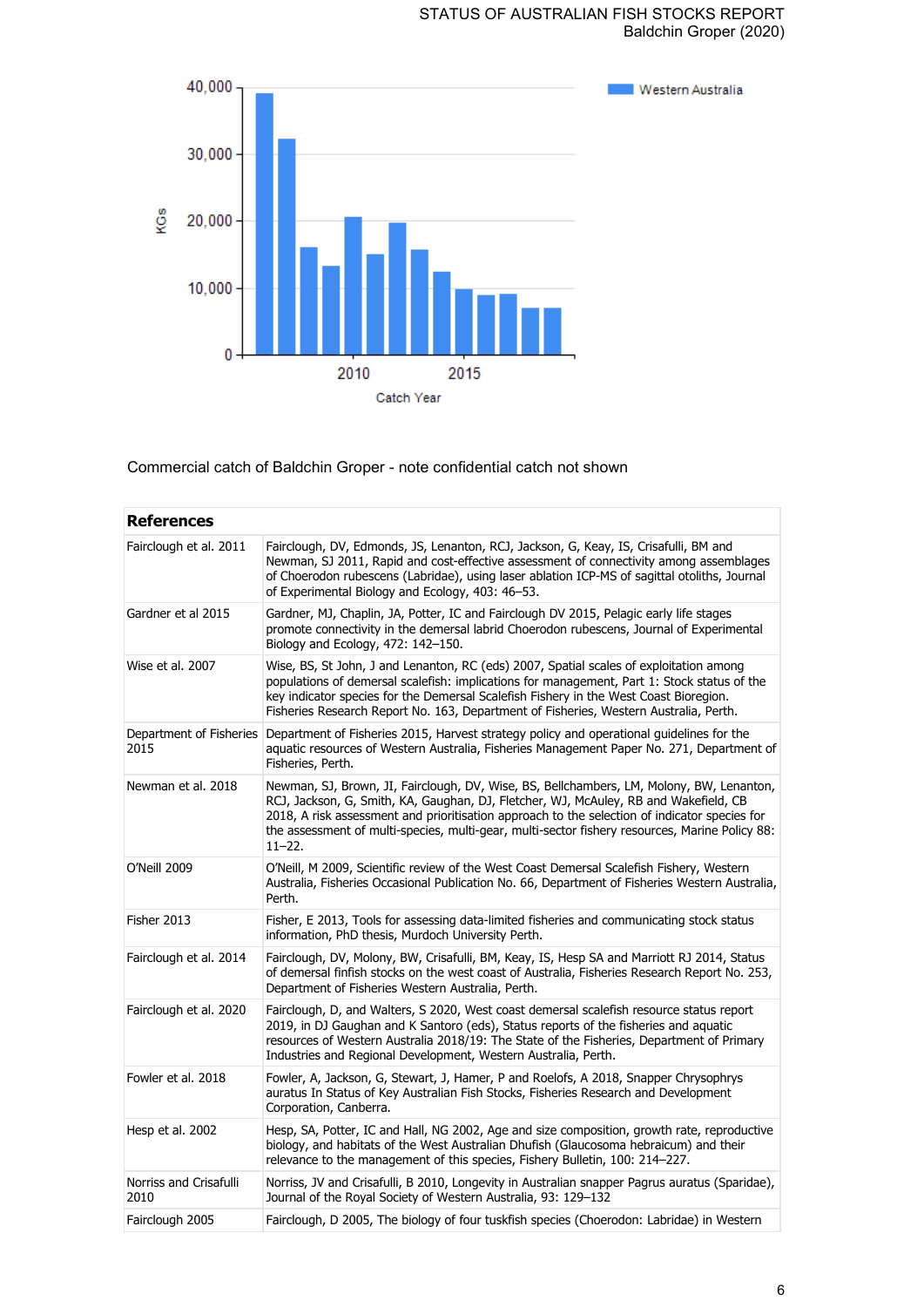Commercial catch of Baldchin Groper - note confidential catch not shown

| References | |
|---|---|
| Fairclough et al. 2011 | Fairclough, DV, Edmonds, JS, Lenanton, RCJ, Jackson, G, Keay, IS, Crisafulli, BM and Newman, SJ 2011, Rapid and cost-effective assessment of connectivity among assemblages of Choerodon rubescens (Labridae), using laser ablation ICP-MS of sagittal otoliths, Journal of Experimental Biology and Ecology, 403: 46–53. |
| Gardner et al 2015 | Gardner, MJ, Chaplin, JA, Potter, IC and Fairclough DV 2015, Pelagic early life stages promote connectivity in the demersal labrid Choerodon rubescens, Journal of Experimental Biology and Ecology, 472: 142–150. |
| Wise et al. 2007 | Wise, BS, St John, J and Lenanton, RC (eds) 2007, Spatial scales of exploitation among populations of demersal scalefish: implications for management, Part 1: Stock status of the key indicator species for the Demersal Scalefish Fishery in the West Coast Bioregion. Fisheries Research Report No. 163, Department of Fisheries, Western Australia, Perth. |
| Department of Fisheries 2015 | Department of Fisheries 2015, Harvest strategy policy and operational guidelines for the aquatic resources of Western Australia, Fisheries Management Paper No. 271, Department of Fisheries, Perth. |
| Newman et al. 2018 | Newman, SJ, Brown, JI, Fairclough, DV, Wise, BS, Bellchambers, LM, Molony, BW, Lenanton, RCJ, Jackson, G, Smith, KA, Gaughan, DJ, Fletcher, WJ, McAuley, RB and Wakefield, CB 2018, A risk assessment and prioritisation approach to the selection of indicator species for the assessment of multi-species, multi-gear, multi-sector fishery resources, Marine Policy 88: 11–22. |
| O'Neill 2009 | O'Neill, M 2009, Scientific review of the West Coast Demersal Scalefish Fishery, Western Australia, Fisheries Occasional Publication No. 66, Department of Fisheries Western Australia, Perth. |
| Fisher 2013 | Fisher, E 2013, Tools for assessing data-limited fisheries and communicating stock status information, PhD thesis, Murdoch University Perth. |
| Fairclough et al. 2014 | Fairclough, DV, Molony, BW, Crisafulli, BM, Keay, IS, Hesp SA and Marriott RJ 2014, Status of demersal finfish stocks on the west coast of Australia, Fisheries Research Report No. 253, Department of Fisheries Western Australia, Perth. |
| Fairclough et al. 2020 | Fairclough, D, and Walters, S 2020, West coast demersal scalefish resource status report 2019, in DJ Gaughan and K Santoro (eds), Status reports of the fisheries and aquatic resources of Western Australia 2018/19: The State of the Fisheries, Department of Primary Industries and Regional Development, Western Australia, Perth. |
| Fowler et al. 2018 | Fowler, A, Jackson, G, Stewart, J, Hamer, P and Roelofs, A 2018, Snapper Chrysophrys auratus In Status of Key Australian Fish Stocks, Fisheries Research and Development Corporation, Canberra. |
| Hesp et al. 2002 | Hesp, SA, Potter, IC and Hall, NG 2002, Age and size composition, growth rate, reproductive biology, and habitats of the West Australian Dhufish (Glaucosoma hebraicum) and their relevance to the management of this species, Fishery Bulletin, 100: 214–227. |
| Norriss and Crisafulli 2010 | Norriss, JV and Crisafulli, B 2010, Longevity in Australian snapper Pagrus auratus (Sparidae), Journal of the Royal Society of Western Australia, 93: 129–132 |
| Fairclough 2005 | Fairclough, D 2005, The biology of four tuskfish species (Choerodon: Labridae) in Western |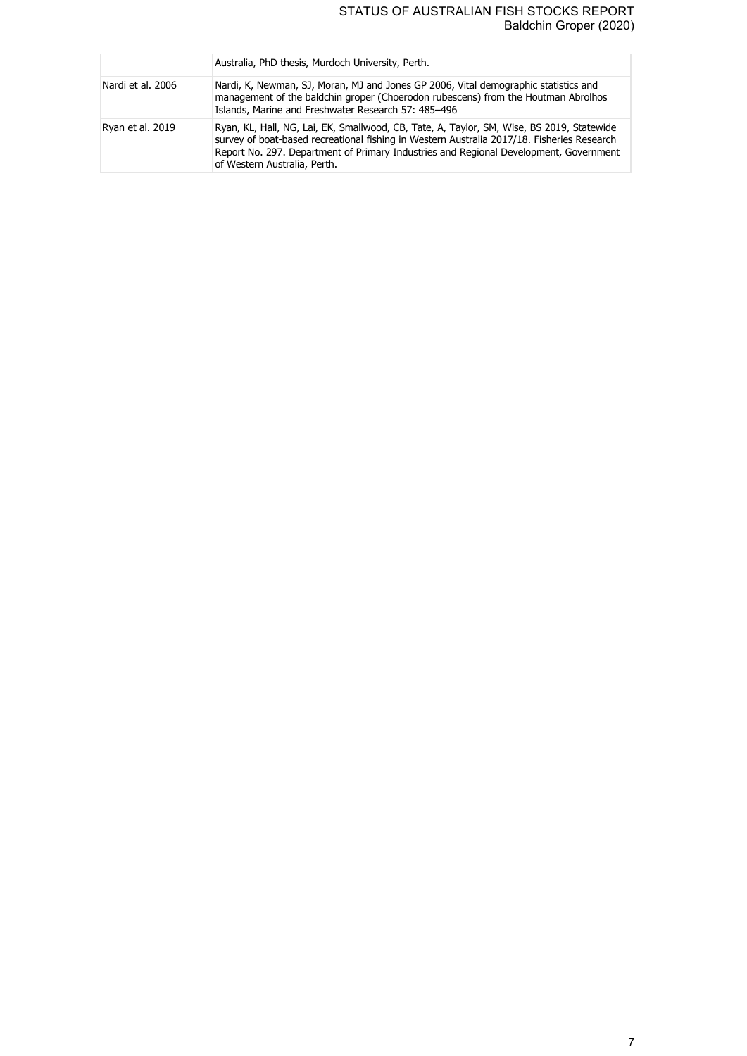| | |
|---|---|
| | Australia, PhD thesis, Murdoch University, Perth. |
| Nardi et al. 2006 | Nardi, K, Newman, SJ, Moran, MJ and Jones GP 2006, Vital demographic statistics and management of the baldchin groper (Choerodon rubescens) from the Houtman Abrolhos Islands, Marine and Freshwater Research 57: 485–496 |
| Ryan et al. 2019 | Ryan, KL, Hall, NG, Lai, EK, Smallwood, CB, Tate, A, Taylor, SM, Wise, BS 2019, Statewide survey of boat-based recreational fishing in Western Australia 2017/18. Fisheries Research Report No. 297. Department of Primary Industries and Regional Development, Government of Western Australia, Perth. |